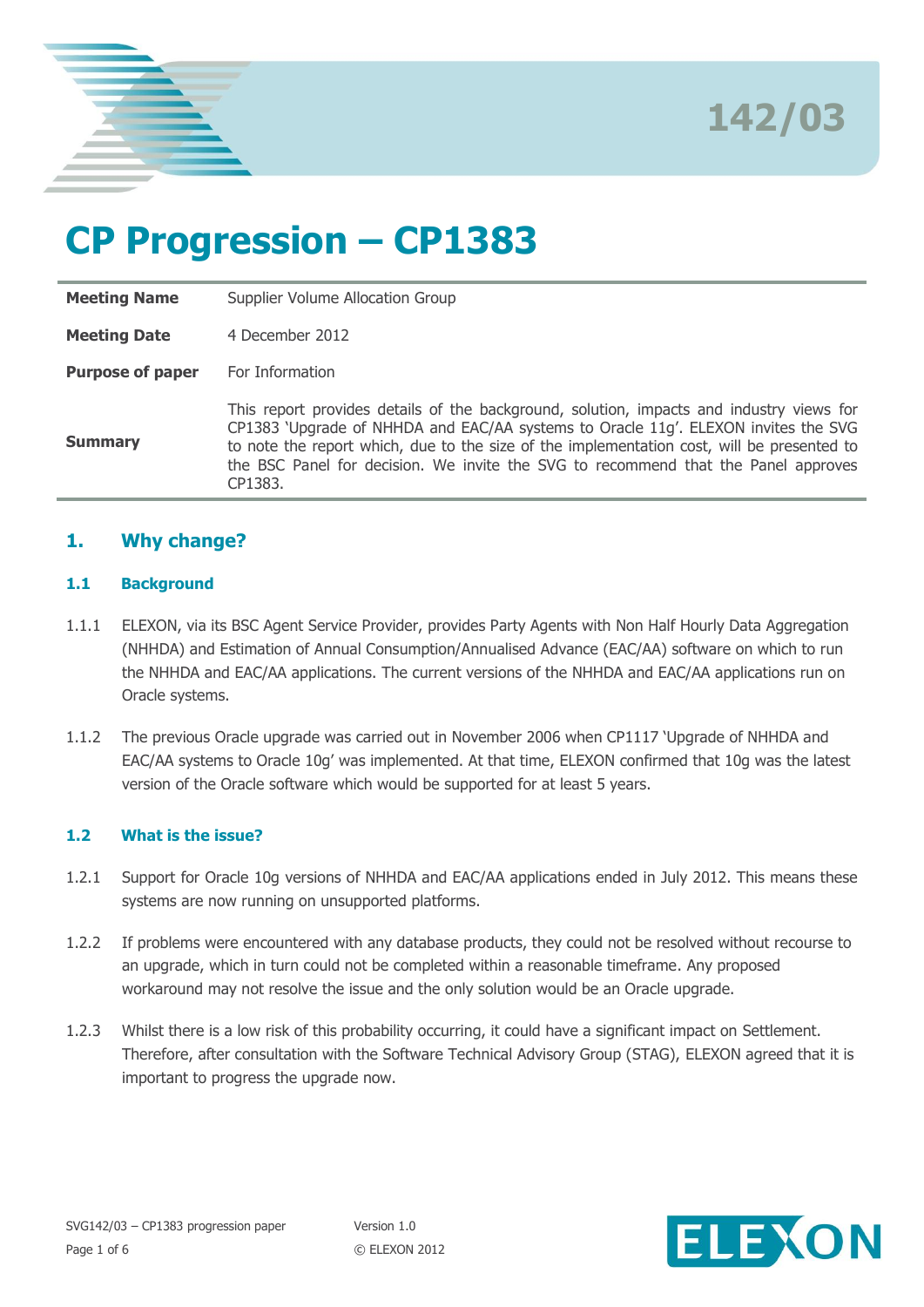142/03

# CP Progression – CP1383

| | |
|---|---|
| **Meeting Name** | Supplier Volume Allocation Group |
| **Meeting Date** | 4 December 2012 |
| **Purpose of paper** | For Information |
| **Summary** | This report provides details of the background, solution, impacts and industry views for CP1383 'Upgrade of NHHDA and EAC/AA systems to Oracle 11g'. ELEXON invites the SVG to note the report which, due to the size of the implementation cost, will be presented to the BSC Panel for decision. We invite the SVG to recommend that the Panel approves CP1383. |

## 1. Why change?

### 1.1 Background

1.1.1 ELEXON, via its BSC Agent Service Provider, provides Party Agents with Non Half Hourly Data Aggregation (NHHDA) and Estimation of Annual Consumption/Annualised Advance (EAC/AA) software on which to run the NHHDA and EAC/AA applications. The current versions of the NHHDA and EAC/AA applications run on Oracle systems.

1.1.2 The previous Oracle upgrade was carried out in November 2006 when CP1117 'Upgrade of NHHDA and EAC/AA systems to Oracle 10g' was implemented. At that time, ELEXON confirmed that 10g was the latest version of the Oracle software which would be supported for at least 5 years.

### 1.2 What is the issue?

1.2.1 Support for Oracle 10g versions of NHHDA and EAC/AA applications ended in July 2012. This means these systems are now running on unsupported platforms.

1.2.2 If problems were encountered with any database products, they could not be resolved without recourse to an upgrade, which in turn could not be completed within a reasonable timeframe. Any proposed workaround may not resolve the issue and the only solution would be an Oracle upgrade.

1.2.3 Whilst there is a low risk of this probability occurring, it could have a significant impact on Settlement. Therefore, after consultation with the Software Technical Advisory Group (STAG), ELEXON agreed that it is important to progress the upgrade now.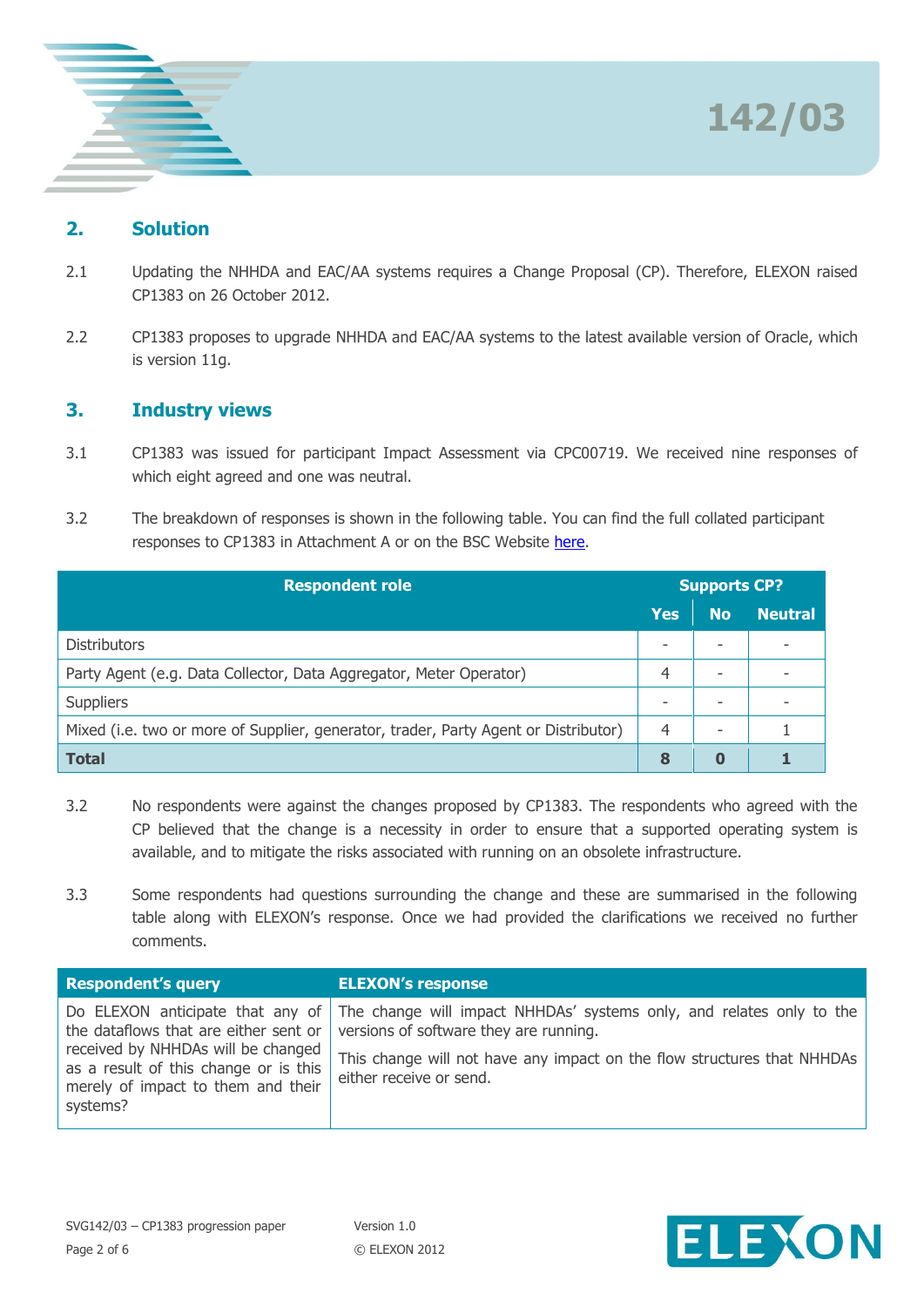## 2. Solution

2.1 Updating the NHHDA and EAC/AA systems requires a Change Proposal (CP). Therefore, ELEXON raised CP1383 on 26 October 2012.

2.2 CP1383 proposes to upgrade NHHDA and EAC/AA systems to the latest available version of Oracle, which is version 11g.

## 3. Industry views

3.1 CP1383 was issued for participant Impact Assessment via CPC00719. We received nine responses of which eight agreed and one was neutral.

3.2 The breakdown of responses is shown in the following table. You can find the full collated participant responses to CP1383 in Attachment A or on the BSC Website [here](here).

| Respondent role | Supports CP? | | |
|---|---|---|---|
| | **Yes** | **No** | **Neutral** |
| Distributors | - | - | - |
| Party Agent (e.g. Data Collector, Data Aggregator, Meter Operator) | 4 | - | - |
| Suppliers | - | - | - |
| Mixed (i.e. two or more of Supplier, generator, trader, Party Agent or Distributor) | 4 | - | 1 |
| **Total** | **8** | **0** | **1** |

3.2 No respondents were against the changes proposed by CP1383. The respondents who agreed with the CP believed that the change is a necessity in order to ensure that a supported operating system is available, and to mitigate the risks associated with running on an obsolete infrastructure.

3.3 Some respondents had questions surrounding the change and these are summarised in the following table along with ELEXON's response. Once we had provided the clarifications we received no further comments.

| Respondent's query | ELEXON's response |
|---|---|
| Do ELEXON anticipate that any of the dataflows that are either sent or received by NHHDAs will be changed as a result of this change or is this merely of impact to them and their systems? | The change will impact NHHDAs' systems only, and relates only to the versions of software they are running.<br><br>This change will not have any impact on the flow structures that NHHDAs either receive or send. |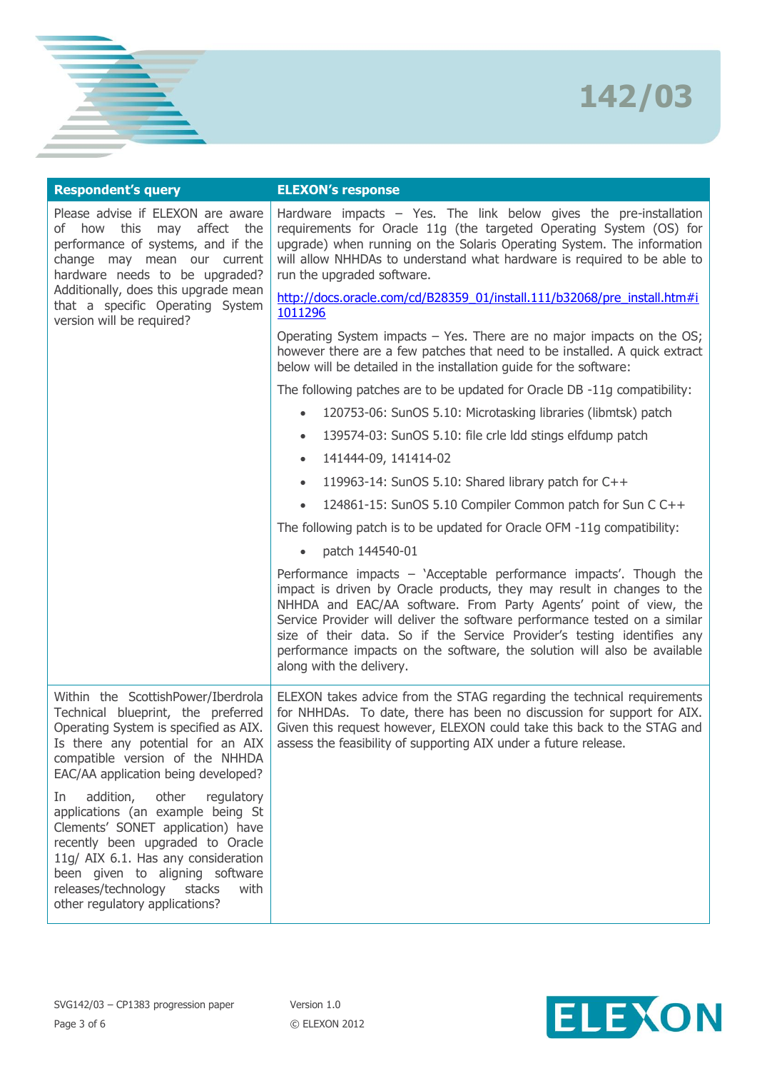| Respondent's query | ELEXON's response |
|---|---|
| Please advise if ELEXON are aware of how this may affect the performance of systems, and if the change may mean our current hardware needs to be upgraded? Additionally, does this upgrade mean that a specific Operating System version will be required? | Hardware impacts – Yes. The link below gives the pre-installation requirements for Oracle 11g (the targeted Operating System (OS) for upgrade) when running on the Solaris Operating System. The information will allow NHHDAs to understand what hardware is required to be able to run the upgraded software.<br><br>http://docs.oracle.com/cd/B28359_01/install.111/b32068/pre_install.htm#i1011296<br><br>Operating System impacts – Yes. There are no major impacts on the OS; however there are a few patches that need to be installed. A quick extract below will be detailed in the installation guide for the software:<br><br>The following patches are to be updated for Oracle DB -11g compatibility:<br>• 120753-06: SunOS 5.10: Microtasking libraries (libmtsk) patch<br>• 139574-03: SunOS 5.10: file crle ldd stings elfdump patch<br>• 141444-09, 141414-02<br>• 119963-14: SunOS 5.10: Shared library patch for C++<br>• 124861-15: SunOS 5.10 Compiler Common patch for Sun C C++<br><br>The following patch is to be updated for Oracle OFM -11g compatibility:<br>• patch 144540-01<br><br>Performance impacts – 'Acceptable performance impacts'. Though the impact is driven by Oracle products, they may result in changes to the NHHDA and EAC/AA software. From Party Agents' point of view, the Service Provider will deliver the software performance tested on a similar size of their data. So if the Service Provider's testing identifies any performance impacts on the software, the solution will also be available along with the delivery. |
| Within the ScottishPower/Iberdrola Technical blueprint, the preferred Operating System is specified as AIX. Is there any potential for an AIX compatible version of the NHHDA EAC/AA application being developed?<br><br>In addition, other regulatory applications (an example being St Clements' SONET application) have recently been upgraded to Oracle 11g/ AIX 6.1. Has any consideration been given to aligning software releases/technology stacks with other regulatory applications? | ELEXON takes advice from the STAG regarding the technical requirements for NHHDAs. To date, there has been no discussion for support for AIX. Given this request however, ELEXON could take this back to the STAG and assess the feasibility of supporting AIX under a future release. |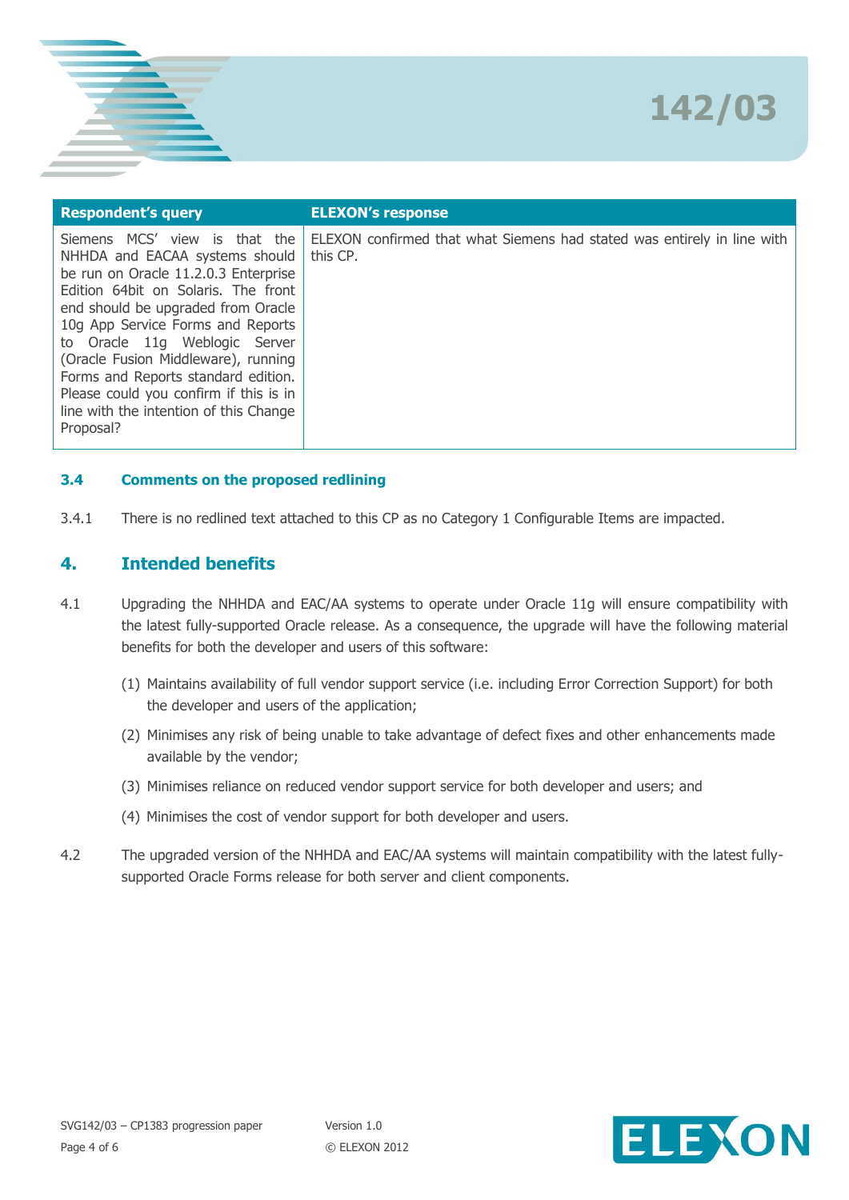| Respondent's query | ELEXON's response |
| --- | --- |
| Siemens MCS' view is that the NHHDA and EACAA systems should be run on Oracle 11.2.0.3 Enterprise Edition 64bit on Solaris. The front end should be upgraded from Oracle 10g App Service Forms and Reports to Oracle 11g Weblogic Server (Oracle Fusion Middleware), running Forms and Reports standard edition. Please could you confirm if this is in line with the intention of this Change Proposal? | ELEXON confirmed that what Siemens had stated was entirely in line with this CP. |

### 3.4 Comments on the proposed redlining

3.4.1 There is no redlined text attached to this CP as no Category 1 Configurable Items are impacted.

## 4. Intended benefits

4.1 Upgrading the NHHDA and EAC/AA systems to operate under Oracle 11g will ensure compatibility with the latest fully-supported Oracle release. As a consequence, the upgrade will have the following material benefits for both the developer and users of this software:

(1) Maintains availability of full vendor support service (i.e. including Error Correction Support) for both the developer and users of the application;

(2) Minimises any risk of being unable to take advantage of defect fixes and other enhancements made available by the vendor;

(3) Minimises reliance on reduced vendor support service for both developer and users; and

(4) Minimises the cost of vendor support for both developer and users.

4.2 The upgraded version of the NHHDA and EAC/AA systems will maintain compatibility with the latest fully-supported Oracle Forms release for both server and client components.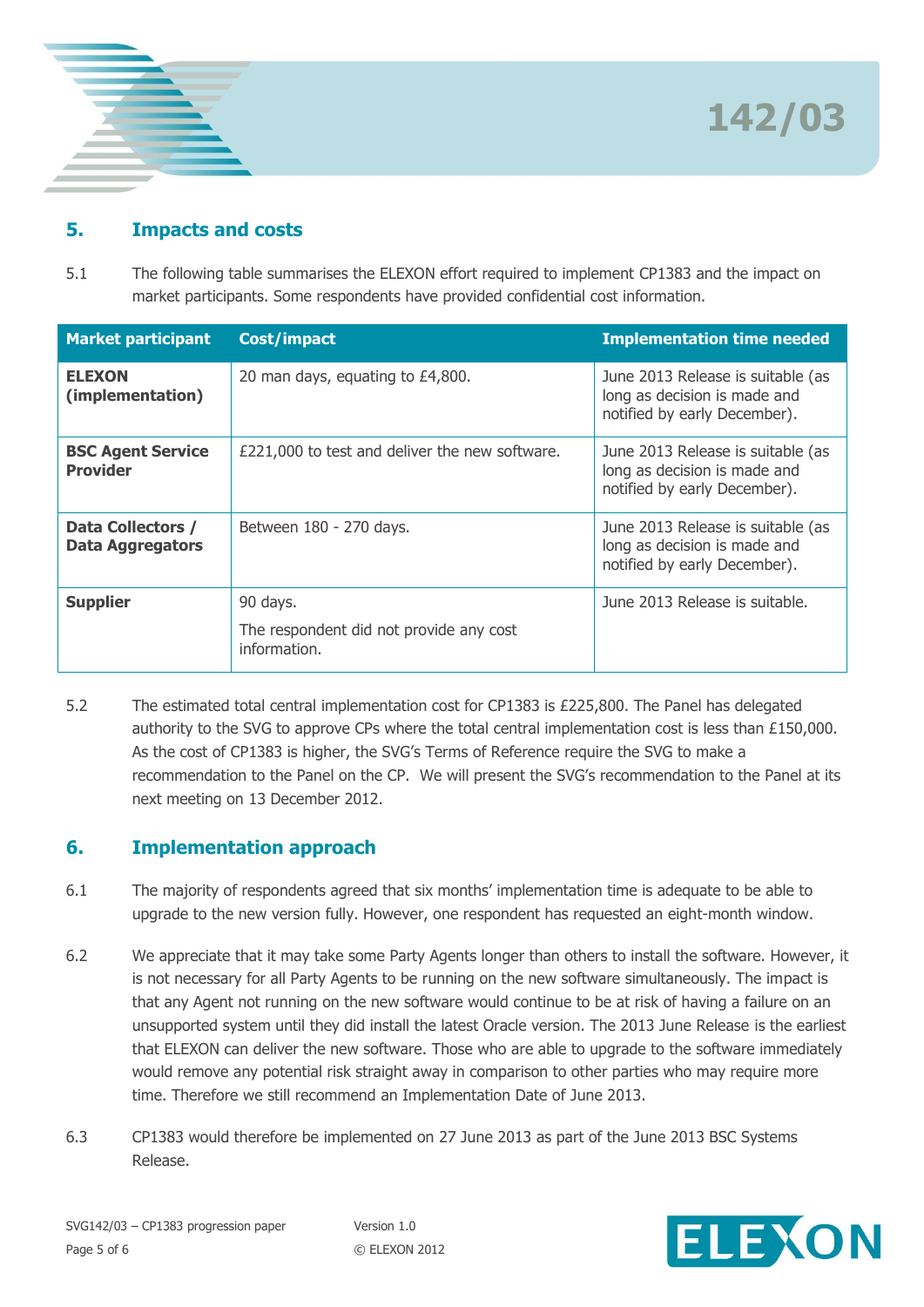## 5. Impacts and costs

5.1 The following table summarises the ELEXON effort required to implement CP1383 and the impact on market participants. Some respondents have provided confidential cost information.

| Market participant | Cost/impact | Implementation time needed |
|---|---|---|
| **ELEXON (implementation)** | 20 man days, equating to £4,800. | June 2013 Release is suitable (as long as decision is made and notified by early December). |
| **BSC Agent Service Provider** | £221,000 to test and deliver the new software. | June 2013 Release is suitable (as long as decision is made and notified by early December). |
| **Data Collectors / Data Aggregators** | Between 180 - 270 days. | June 2013 Release is suitable (as long as decision is made and notified by early December). |
| **Supplier** | 90 days. The respondent did not provide any cost information. | June 2013 Release is suitable. |

5.2 The estimated total central implementation cost for CP1383 is £225,800. The Panel has delegated authority to the SVG to approve CPs where the total central implementation cost is less than £150,000. As the cost of CP1383 is higher, the SVG's Terms of Reference require the SVG to make a recommendation to the Panel on the CP. We will present the SVG's recommendation to the Panel at its next meeting on 13 December 2012.

## 6. Implementation approach

6.1 The majority of respondents agreed that six months' implementation time is adequate to be able to upgrade to the new version fully. However, one respondent has requested an eight-month window.

6.2 We appreciate that it may take some Party Agents longer than others to install the software. However, it is not necessary for all Party Agents to be running on the new software simultaneously. The impact is that any Agent not running on the new software would continue to be at risk of having a failure on an unsupported system until they did install the latest Oracle version. The 2013 June Release is the earliest that ELEXON can deliver the new software. Those who are able to upgrade to the software immediately would remove any potential risk straight away in comparison to other parties who may require more time. Therefore we still recommend an Implementation Date of June 2013.

6.3 CP1383 would therefore be implemented on 27 June 2013 as part of the June 2013 BSC Systems Release.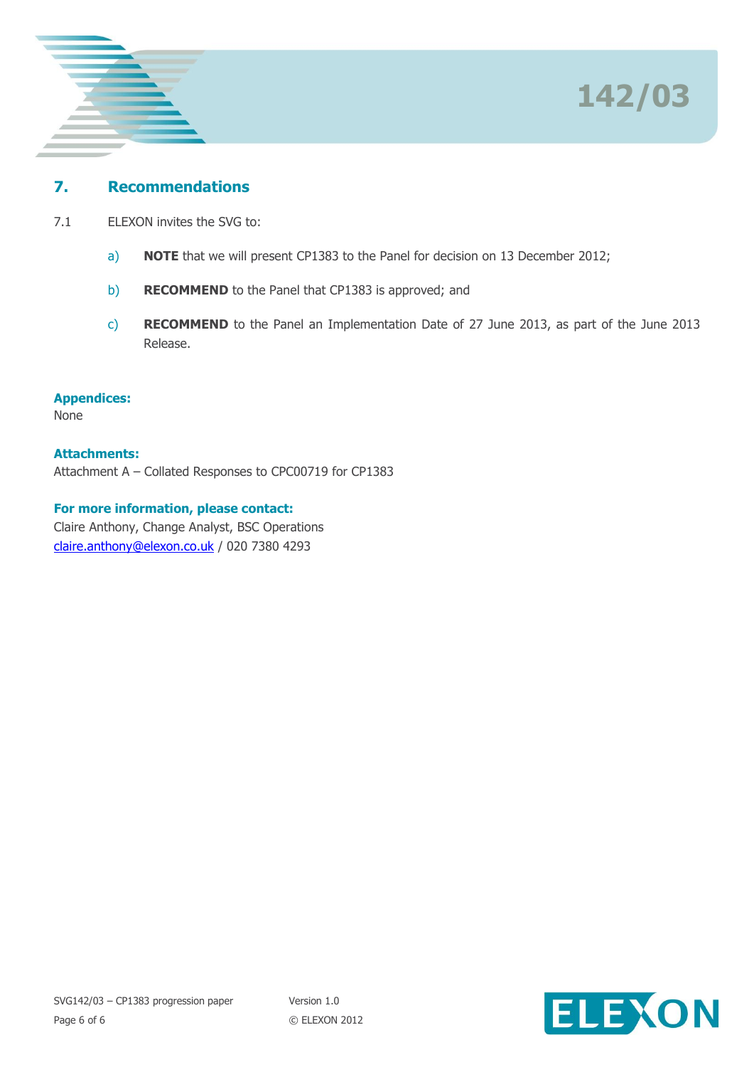## 7. Recommendations

7.1 ELEXON invites the SVG to:

a) **NOTE** that we will present CP1383 to the Panel for decision on 13 December 2012;

b) **RECOMMEND** to the Panel that CP1383 is approved; and

c) **RECOMMEND** to the Panel an Implementation Date of 27 June 2013, as part of the June 2013 Release.

**Appendices:**
None

**Attachments:**
Attachment A – Collated Responses to CPC00719 for CP1383

**For more information, please contact:**
Claire Anthony, Change Analyst, BSC Operations
claire.anthony@elexon.co.uk / 020 7380 4293